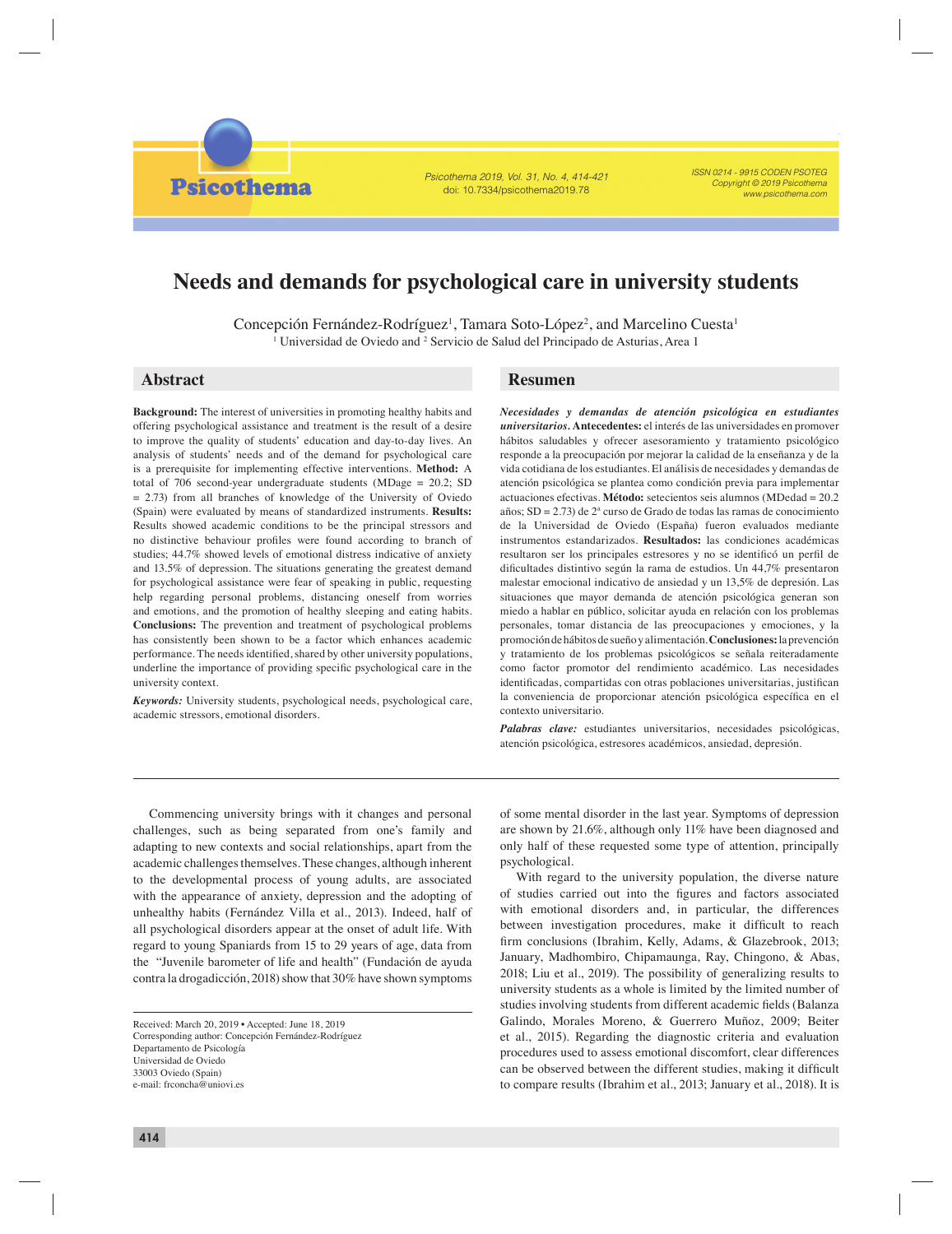# Needs and demands for psychological care in university students

Concepción Fernández-Rodríguez[1], Tamara Soto-López[2], and Marcelino Cuesta[1]

[1] Universidad de Oviedo and [2] Servicio de Salud del Principado de Asturias, Area 1

## Abstract

**Background:** The interest of universities in promoting healthy habits and offering psychological assistance and treatment is the result of a desire to improve the quality of students' education and day-to-day lives. An analysis of students' needs and of the demand for psychological care is a prerequisite for implementing effective interventions. **Method:** A total of 706 second-year undergraduate students (MDage = 20.2; SD = 2.73) from all branches of knowledge of the University of Oviedo (Spain) were evaluated by means of standardized instruments. **Results:** Results showed academic conditions to be the principal stressors and no distinctive behaviour profiles were found according to branch of studies; 44.7% showed levels of emotional distress indicative of anxiety and 13.5% of depression. The situations generating the greatest demand for psychological assistance were fear of speaking in public, requesting help regarding personal problems, distancing oneself from worries and emotions, and the promotion of healthy sleeping and eating habits. **Conclusions:** The prevention and treatment of psychological problems has consistently been shown to be a factor which enhances academic performance. The needs identified, shared by other university populations, underline the importance of providing specific psychological care in the university context.

***Keywords:*** University students, psychological needs, psychological care, academic stressors, emotional disorders.

## Resumen

***Necesidades y demandas de atención psicológica en estudiantes universitarios.*** **Antecedentes:** el interés de las universidades en promover hábitos saludables y ofrecer asesoramiento y tratamiento psicológico responde a la preocupación por mejorar la calidad de la enseñanza y de la vida cotidiana de los estudiantes. El análisis de necesidades y demandas de atención psicológica se plantea como condición previa para implementar actuaciones efectivas. **Método:** setecientos seis alumnos (MDedad = 20.2 años; SD = 2.73) de 2º curso de Grado de todas las ramas de conocimiento de la Universidad de Oviedo (España) fueron evaluados mediante instrumentos estandarizados. **Resultados:** las condiciones académicas resultaron ser los principales estresores y no se identificó un perfil de dificultades distintivo según la rama de estudios. Un 44,7% presentaron malestar emocional indicativo de ansiedad y un 13,5% de depresión. Las situaciones que mayor demanda de atención psicológica generan son miedo a hablar en público, solicitar ayuda en relación con los problemas personales, tomar distancia de las preocupaciones y emociones, y la promoción de hábitos de sueño y alimentación. **Conclusiones:** la prevención y tratamiento de los problemas psicológicos se señala reiteradamente como factor promotor del rendimiento académico. Las necesidades identificadas, compartidas con otras poblaciones universitarias, justifican la conveniencia de proporcionar atención psicológica específica en el contexto universitario.

***Palabras clave:*** estudiantes universitarios, necesidades psicológicas, atención psicológica, estresores académicos, ansiedad, depresión.

---

Commencing university brings with it changes and personal challenges, such as being separated from one's family and adapting to new contexts and social relationships, apart from the academic challenges themselves. These changes, although inherent to the developmental process of young adults, are associated with the appearance of anxiety, depression and the adopting of unhealthy habits (Fernández Villa et al., 2013). Indeed, half of all psychological disorders appear at the onset of adult life. With regard to young Spaniards from 15 to 29 years of age, data from the "Juvenile barometer of life and health" (Fundación de ayuda contra la drogadicción, 2018) show that 30% have shown symptoms of some mental disorder in the last year. Symptoms of depression are shown by 21.6%, although only 11% have been diagnosed and only half of these requested some type of attention, principally psychological.

With regard to the university population, the diverse nature of studies carried out into the figures and factors associated with emotional disorders and, in particular, the differences between investigation procedures, make it difficult to reach firm conclusions (Ibrahim, Kelly, Adams, & Glazebrook, 2013; January, Madhombiro, Chipamaunga, Ray, Chingono, & Abas, 2018; Liu et al., 2019). The possibility of generalizing results to university students as a whole is limited by the limited number of studies involving students from different academic fields (Balanza Galindo, Morales Moreno, & Guerrero Muñoz, 2009; Beiter et al., 2015). Regarding the diagnostic criteria and evaluation procedures used to assess emotional discomfort, clear differences can be observed between the different studies, making it difficult to compare results (Ibrahim et al., 2013; January et al., 2018). It is

Received: March 20, 2019 • Accepted: June 18, 2019
Corresponding author: Concepción Fernández-Rodríguez
Departamento de Psicología
Universidad de Oviedo
33003 Oviedo (Spain)
e-mail: frconcha@uniovi.es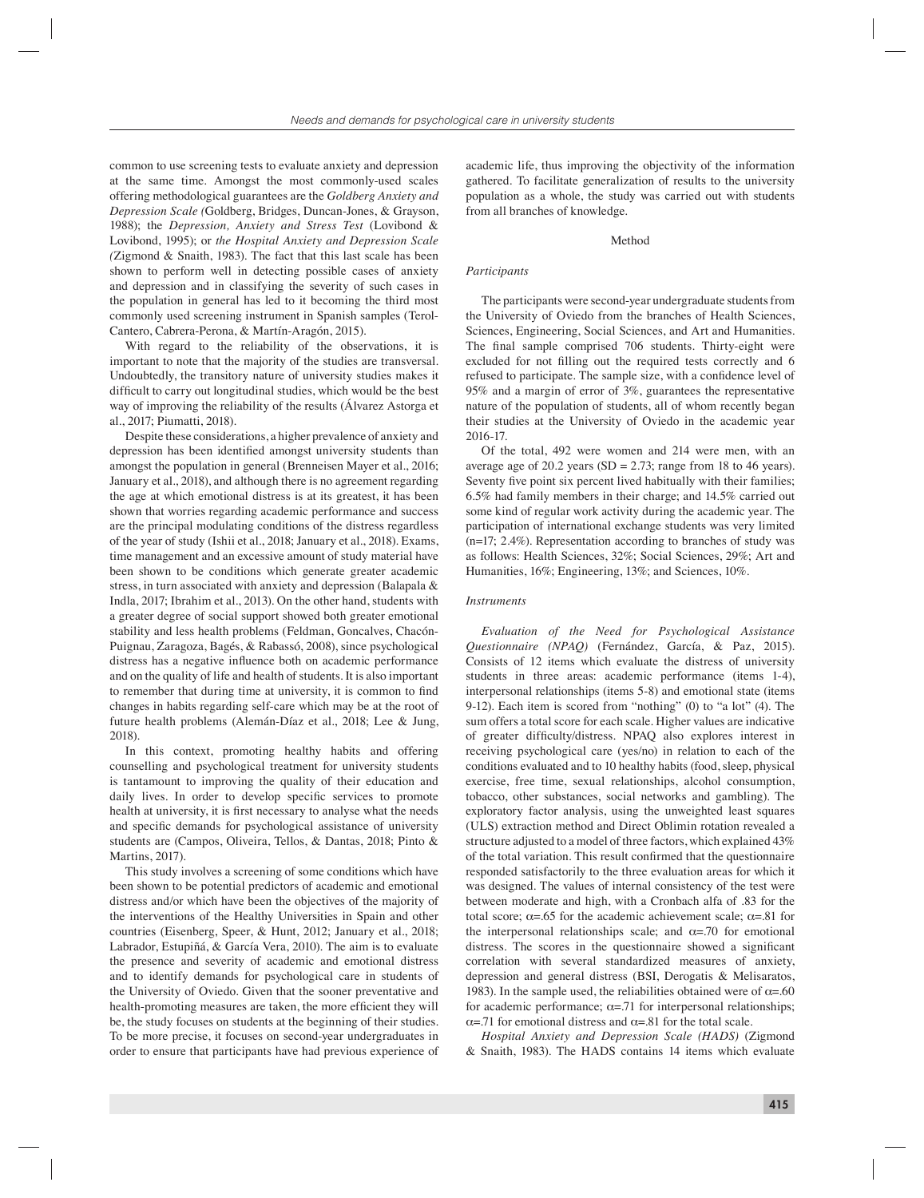common to use screening tests to evaluate anxiety and depression at the same time. Amongst the most commonly-used scales offering methodological guarantees are the *Goldberg Anxiety and Depression Scale (*Goldberg, Bridges, Duncan-Jones, & Grayson, 1988); the *Depression, Anxiety and Stress Test* (Lovibond & Lovibond, 1995); or *the Hospital Anxiety and Depression Scale (*Zigmond & Snaith, 1983). The fact that this last scale has been shown to perform well in detecting possible cases of anxiety and depression and in classifying the severity of such cases in the population in general has led to it becoming the third most commonly used screening instrument in Spanish samples (Terol-Cantero, Cabrera-Perona, & Martín-Aragón, 2015).

With regard to the reliability of the observations, it is important to note that the majority of the studies are transversal. Undoubtedly, the transitory nature of university studies makes it difficult to carry out longitudinal studies, which would be the best way of improving the reliability of the results (Álvarez Astorga et al., 2017; Piumatti, 2018).

Despite these considerations, a higher prevalence of anxiety and depression has been identified amongst university students than amongst the population in general (Brenneisen Mayer et al., 2016; January et al., 2018), and although there is no agreement regarding the age at which emotional distress is at its greatest, it has been shown that worries regarding academic performance and success are the principal modulating conditions of the distress regardless of the year of study (Ishii et al., 2018; January et al., 2018). Exams, time management and an excessive amount of study material have been shown to be conditions which generate greater academic stress, in turn associated with anxiety and depression (Balapala & Indla, 2017; Ibrahim et al., 2013). On the other hand, students with a greater degree of social support showed both greater emotional stability and less health problems (Feldman, Goncalves, Chacón-Puignau, Zaragoza, Bagés, & Rabassó, 2008), since psychological distress has a negative influence both on academic performance and on the quality of life and health of students. It is also important to remember that during time at university, it is common to find changes in habits regarding self-care which may be at the root of future health problems (Alemán-Díaz et al., 2018; Lee & Jung, 2018).

In this context, promoting healthy habits and offering counselling and psychological treatment for university students is tantamount to improving the quality of their education and daily lives. In order to develop specific services to promote health at university, it is first necessary to analyse what the needs and specific demands for psychological assistance of university students are (Campos, Oliveira, Tellos, & Dantas, 2018; Pinto & Martins, 2017).

This study involves a screening of some conditions which have been shown to be potential predictors of academic and emotional distress and/or which have been the objectives of the majority of the interventions of the Healthy Universities in Spain and other countries (Eisenberg, Speer, & Hunt, 2012; January et al., 2018; Labrador, Estupiñá, & García Vera, 2010). The aim is to evaluate the presence and severity of academic and emotional distress and to identify demands for psychological care in students of the University of Oviedo. Given that the sooner preventative and health-promoting measures are taken, the more efficient they will be, the study focuses on students at the beginning of their studies. To be more precise, it focuses on second-year undergraduates in order to ensure that participants have had previous experience of academic life, thus improving the objectivity of the information gathered. To facilitate generalization of results to the university population as a whole, the study was carried out with students from all branches of knowledge.

## Method

### *Participants*

The participants were second-year undergraduate students from the University of Oviedo from the branches of Health Sciences, Sciences, Engineering, Social Sciences, and Art and Humanities. The final sample comprised 706 students. Thirty-eight were excluded for not filling out the required tests correctly and 6 refused to participate. The sample size, with a confidence level of 95% and a margin of error of 3%, guarantees the representative nature of the population of students, all of whom recently began their studies at the University of Oviedo in the academic year 2016-17.

Of the total, 492 were women and 214 were men, with an average age of 20.2 years (SD = 2.73; range from 18 to 46 years). Seventy five point six percent lived habitually with their families; 6.5% had family members in their charge; and 14.5% carried out some kind of regular work activity during the academic year. The participation of international exchange students was very limited (n=17; 2.4%). Representation according to branches of study was as follows: Health Sciences, 32%; Social Sciences, 29%; Art and Humanities, 16%; Engineering, 13%; and Sciences, 10%.

### *Instruments*

*Evaluation of the Need for Psychological Assistance Questionnaire (NPAQ)* (Fernández, García, & Paz, 2015). Consists of 12 items which evaluate the distress of university students in three areas: academic performance (items 1-4), interpersonal relationships (items 5-8) and emotional state (items 9-12). Each item is scored from "nothing" (0) to "a lot" (4). The sum offers a total score for each scale. Higher values are indicative of greater difficulty/distress. NPAQ also explores interest in receiving psychological care (yes/no) in relation to each of the conditions evaluated and to 10 healthy habits (food, sleep, physical exercise, free time, sexual relationships, alcohol consumption, tobacco, other substances, social networks and gambling). The exploratory factor analysis, using the unweighted least squares (ULS) extraction method and Direct Oblimin rotation revealed a structure adjusted to a model of three factors, which explained 43% of the total variation. This result confirmed that the questionnaire responded satisfactorily to the three evaluation areas for which it was designed. The values of internal consistency of the test were between moderate and high, with a Cronbach alfa of .83 for the total score; $\alpha$=.65 for the academic achievement scale; $\alpha$=.81 for the interpersonal relationships scale; and $\alpha$=.70 for emotional distress. The scores in the questionnaire showed a significant correlation with several standardized measures of anxiety, depression and general distress (BSI, Derogatis & Melisaratos, 1983). In the sample used, the reliabilities obtained were of $\alpha$=.60 for academic performance; $\alpha$=.71 for interpersonal relationships; $\alpha$=.71 for emotional distress and $\alpha$=.81 for the total scale.

*Hospital Anxiety and Depression Scale (HADS)* (Zigmond & Snaith, 1983). The HADS contains 14 items which evaluate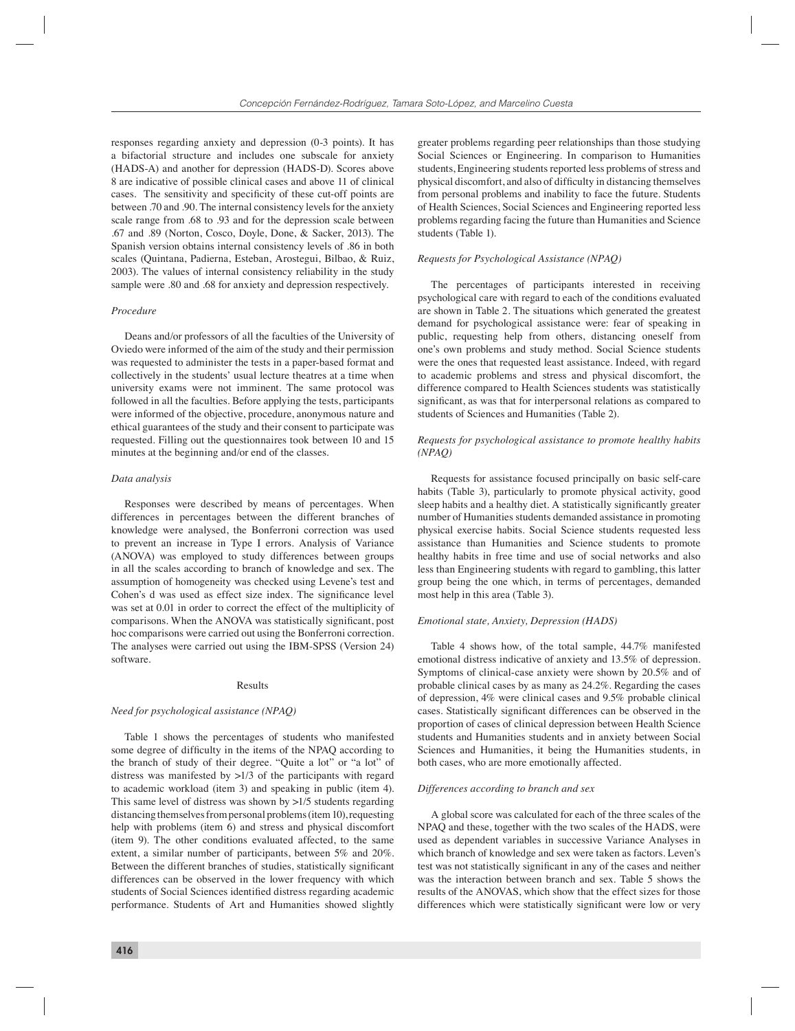responses regarding anxiety and depression (0-3 points). It has a bifactorial structure and includes one subscale for anxiety (HADS-A) and another for depression (HADS-D). Scores above 8 are indicative of possible clinical cases and above 11 of clinical cases. The sensitivity and specificity of these cut-off points are between .70 and .90. The internal consistency levels for the anxiety scale range from .68 to .93 and for the depression scale between .67 and .89 (Norton, Cosco, Doyle, Done, & Sacker, 2013). The Spanish version obtains internal consistency levels of .86 in both scales (Quintana, Padierna, Esteban, Arostegui, Bilbao, & Ruiz, 2003). The values of internal consistency reliability in the study sample were .80 and .68 for anxiety and depression respectively.

*Procedure*

Deans and/or professors of all the faculties of the University of Oviedo were informed of the aim of the study and their permission was requested to administer the tests in a paper-based format and collectively in the students' usual lecture theatres at a time when university exams were not imminent. The same protocol was followed in all the faculties. Before applying the tests, participants were informed of the objective, procedure, anonymous nature and ethical guarantees of the study and their consent to participate was requested. Filling out the questionnaires took between 10 and 15 minutes at the beginning and/or end of the classes.

*Data analysis*

Responses were described by means of percentages. When differences in percentages between the different branches of knowledge were analysed, the Bonferroni correction was used to prevent an increase in Type I errors. Analysis of Variance (ANOVA) was employed to study differences between groups in all the scales according to branch of knowledge and sex. The assumption of homogeneity was checked using Levene's test and Cohen's d was used as effect size index. The significance level was set at 0.01 in order to correct the effect of the multiplicity of comparisons. When the ANOVA was statistically significant, post hoc comparisons were carried out using the Bonferroni correction. The analyses were carried out using the IBM-SPSS (Version 24) software.

## Results

*Need for psychological assistance (NPAQ)*

Table 1 shows the percentages of students who manifested some degree of difficulty in the items of the NPAQ according to the branch of study of their degree. "Quite a lot" or "a lot" of distress was manifested by >1/3 of the participants with regard to academic workload (item 3) and speaking in public (item 4). This same level of distress was shown by >1/5 students regarding distancing themselves from personal problems (item 10), requesting help with problems (item 6) and stress and physical discomfort (item 9). The other conditions evaluated affected, to the same extent, a similar number of participants, between 5% and 20%. Between the different branches of studies, statistically significant differences can be observed in the lower frequency with which students of Social Sciences identified distress regarding academic performance. Students of Art and Humanities showed slightly greater problems regarding peer relationships than those studying Social Sciences or Engineering. In comparison to Humanities students, Engineering students reported less problems of stress and physical discomfort, and also of difficulty in distancing themselves from personal problems and inability to face the future. Students of Health Sciences, Social Sciences and Engineering reported less problems regarding facing the future than Humanities and Science students (Table 1).

*Requests for Psychological Assistance (NPAQ)*

The percentages of participants interested in receiving psychological care with regard to each of the conditions evaluated are shown in Table 2. The situations which generated the greatest demand for psychological assistance were: fear of speaking in public, requesting help from others, distancing oneself from one's own problems and study method. Social Science students were the ones that requested least assistance. Indeed, with regard to academic problems and stress and physical discomfort, the difference compared to Health Sciences students was statistically significant, as was that for interpersonal relations as compared to students of Sciences and Humanities (Table 2).

*Requests for psychological assistance to promote healthy habits (NPAQ)*

Requests for assistance focused principally on basic self-care habits (Table 3), particularly to promote physical activity, good sleep habits and a healthy diet. A statistically significantly greater number of Humanities students demanded assistance in promoting physical exercise habits. Social Science students requested less assistance than Humanities and Science students to promote healthy habits in free time and use of social networks and also less than Engineering students with regard to gambling, this latter group being the one which, in terms of percentages, demanded most help in this area (Table 3).

*Emotional state, Anxiety, Depression (HADS)*

Table 4 shows how, of the total sample, 44.7% manifested emotional distress indicative of anxiety and 13.5% of depression. Symptoms of clinical-case anxiety were shown by 20.5% and of probable clinical cases by as many as 24.2%. Regarding the cases of depression, 4% were clinical cases and 9.5% probable clinical cases. Statistically significant differences can be observed in the proportion of cases of clinical depression between Health Science students and Humanities students and in anxiety between Social Sciences and Humanities, it being the Humanities students, in both cases, who are more emotionally affected.

*Differences according to branch and sex*

A global score was calculated for each of the three scales of the NPAQ and these, together with the two scales of the HADS, were used as dependent variables in successive Variance Analyses in which branch of knowledge and sex were taken as factors. Leven's test was not statistically significant in any of the cases and neither was the interaction between branch and sex. Table 5 shows the results of the ANOVAS, which show that the effect sizes for those differences which were statistically significant were low or very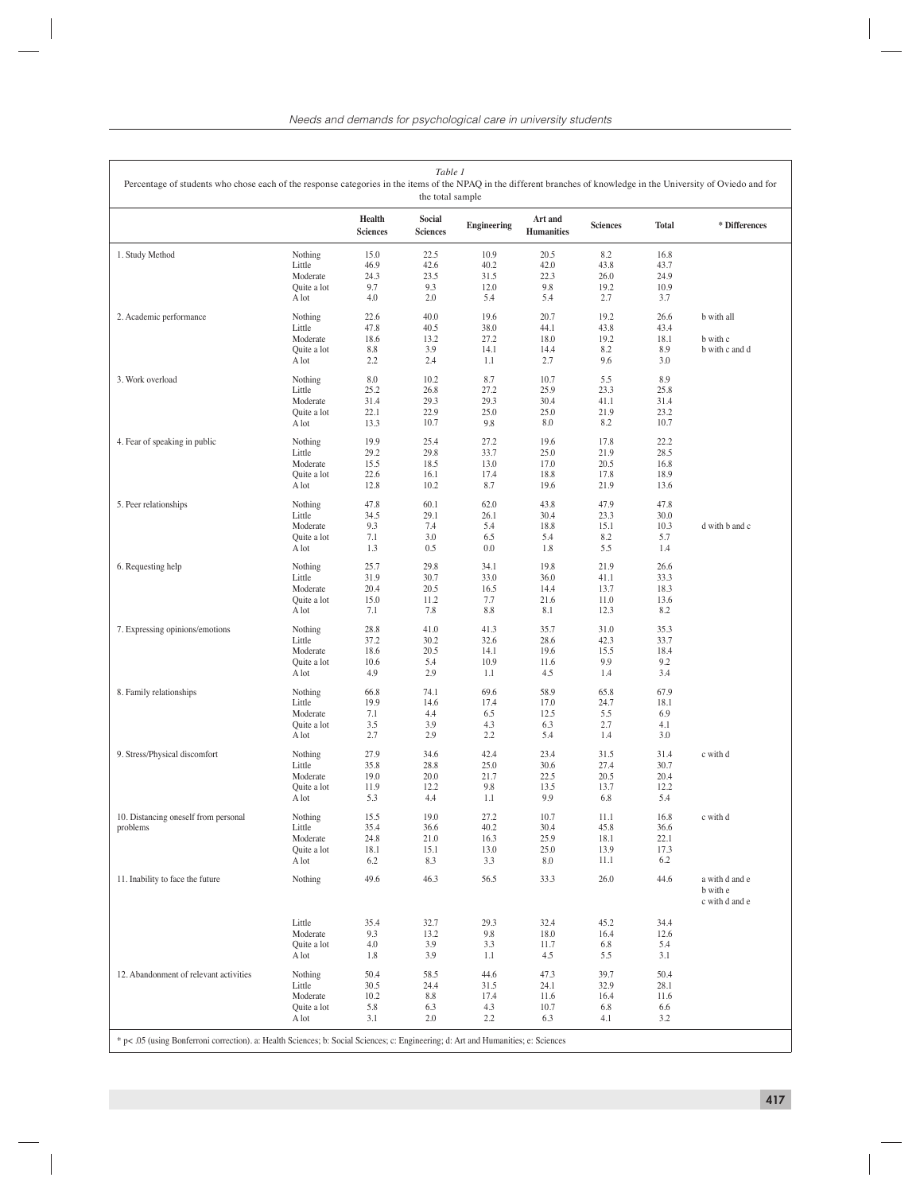*Table 1*
Percentage of students who chose each of the response categories in the items of the NPAQ in the different branches of knowledge in the University of Oviedo and for the total sample

| | | Health Sciences | Social Sciences | Engineering | Art and Humanities | Sciences | Total | * Differences |
|---|---|---|---|---|---|---|---|---|
| 1. Study Method | Nothing | 15.0 | 22.5 | 10.9 | 20.5 | 8.2 | 16.8 | |
| | Little | 46.9 | 42.6 | 40.2 | 42.0 | 43.8 | 43.7 | |
| | Moderate | 24.3 | 23.5 | 31.5 | 22.3 | 26.0 | 24.9 | |
| | Quite a lot | 9.7 | 9.3 | 12.0 | 9.8 | 19.2 | 10.9 | |
| | A lot | 4.0 | 2.0 | 5.4 | 5.4 | 2.7 | 3.7 | |
| 2. Academic performance | Nothing | 22.6 | 40.0 | 19.6 | 20.7 | 19.2 | 26.6 | b with all |
| | Little | 47.8 | 40.5 | 38.0 | 44.1 | 43.8 | 43.4 | |
| | Moderate | 18.6 | 13.2 | 27.2 | 18.0 | 19.2 | 18.1 | b with c |
| | Quite a lot | 8.8 | 3.9 | 14.1 | 14.4 | 8.2 | 8.9 | b with c and d |
| | A lot | 2.2 | 2.4 | 1.1 | 2.7 | 9.6 | 3.0 | |
| 3. Work overload | Nothing | 8.0 | 10.2 | 8.7 | 10.7 | 5.5 | 8.9 | |
| | Little | 25.2 | 26.8 | 27.2 | 25.9 | 23.3 | 25.8 | |
| | Moderate | 31.4 | 29.3 | 29.3 | 30.4 | 41.1 | 31.4 | |
| | Quite a lot | 22.1 | 22.9 | 25.0 | 25.0 | 21.9 | 23.2 | |
| | A lot | 13.3 | 10.7 | 9.8 | 8.0 | 8.2 | 10.7 | |
| 4. Fear of speaking in public | Nothing | 19.9 | 25.4 | 27.2 | 19.6 | 17.8 | 22.2 | |
| | Little | 29.2 | 29.8 | 33.7 | 25.0 | 21.9 | 28.5 | |
| | Moderate | 15.5 | 18.5 | 13.0 | 17.0 | 20.5 | 16.8 | |
| | Quite a lot | 22.6 | 16.1 | 17.4 | 18.8 | 17.8 | 18.9 | |
| | A lot | 12.8 | 10.2 | 8.7 | 19.6 | 21.9 | 13.6 | |
| 5. Peer relationships | Nothing | 47.8 | 60.1 | 62.0 | 43.8 | 47.9 | 47.8 | |
| | Little | 34.5 | 29.1 | 26.1 | 30.4 | 23.3 | 30.0 | |
| | Moderate | 9.3 | 7.4 | 5.4 | 18.8 | 15.1 | 10.3 | d with b and c |
| | Quite a lot | 7.1 | 3.0 | 6.5 | 5.4 | 8.2 | 5.7 | |
| | A lot | 1.3 | 0.5 | 0.0 | 1.8 | 5.5 | 1.4 | |
| 6. Requesting help | Nothing | 25.7 | 29.8 | 34.1 | 19.8 | 21.9 | 26.6 | |
| | Little | 31.9 | 30.7 | 33.0 | 36.0 | 41.1 | 33.3 | |
| | Moderate | 20.4 | 20.5 | 16.5 | 14.4 | 13.7 | 18.3 | |
| | Quite a lot | 15.0 | 11.2 | 7.7 | 21.6 | 11.0 | 13.6 | |
| | A lot | 7.1 | 7.8 | 8.8 | 8.1 | 12.3 | 8.2 | |
| 7. Expressing opinions/emotions | Nothing | 28.8 | 41.0 | 41.3 | 35.7 | 31.0 | 35.3 | |
| | Little | 37.2 | 30.2 | 32.6 | 28.6 | 42.3 | 33.7 | |
| | Moderate | 18.6 | 20.5 | 14.1 | 19.6 | 15.5 | 18.4 | |
| | Quite a lot | 10.6 | 5.4 | 10.9 | 11.6 | 9.9 | 9.2 | |
| | A lot | 4.9 | 2.9 | 1.1 | 4.5 | 1.4 | 3.4 | |
| 8. Family relationships | Nothing | 66.8 | 74.1 | 69.6 | 58.9 | 65.8 | 67.9 | |
| | Little | 19.9 | 14.6 | 17.4 | 17.0 | 24.7 | 18.1 | |
| | Moderate | 7.1 | 4.4 | 6.5 | 12.5 | 5.5 | 6.9 | |
| | Quite a lot | 3.5 | 3.9 | 4.3 | 6.3 | 2.7 | 4.1 | |
| | A lot | 2.7 | 2.9 | 2.2 | 5.4 | 1.4 | 3.0 | |
| 9. Stress/Physical discomfort | Nothing | 27.9 | 34.6 | 42.4 | 23.4 | 31.5 | 31.4 | c with d |
| | Little | 35.8 | 28.8 | 25.0 | 30.6 | 27.4 | 30.7 | |
| | Moderate | 19.0 | 20.0 | 21.7 | 22.5 | 20.5 | 20.4 | |
| | Quite a lot | 11.9 | 12.2 | 9.8 | 13.5 | 13.7 | 12.2 | |
| | A lot | 5.3 | 4.4 | 1.1 | 9.9 | 6.8 | 5.4 | |
| 10. Distancing oneself from personal problems | Nothing | 15.5 | 19.0 | 27.2 | 10.7 | 11.1 | 16.8 | c with d |
| | Little | 35.4 | 36.6 | 40.2 | 30.4 | 45.8 | 36.6 | |
| | Moderate | 24.8 | 21.0 | 16.3 | 25.9 | 18.1 | 22.1 | |
| | Quite a lot | 18.1 | 15.1 | 13.0 | 25.0 | 13.9 | 17.3 | |
| | A lot | 6.2 | 8.3 | 3.3 | 8.0 | 11.1 | 6.2 | |
| 11. Inability to face the future | Nothing | 49.6 | 46.3 | 56.5 | 33.3 | 26.0 | 44.6 | a with d and e; b with e; c with d and e |
| | Little | 35.4 | 32.7 | 29.3 | 32.4 | 45.2 | 34.4 | |
| | Moderate | 9.3 | 13.2 | 9.8 | 18.0 | 16.4 | 12.6 | |
| | Quite a lot | 4.0 | 3.9 | 3.3 | 11.7 | 6.8 | 5.4 | |
| | A lot | 1.8 | 3.9 | 1.1 | 4.5 | 5.5 | 3.1 | |
| 12. Abandonment of relevant activities | Nothing | 50.4 | 58.5 | 44.6 | 47.3 | 39.7 | 50.4 | |
| | Little | 30.5 | 24.4 | 31.5 | 24.1 | 32.9 | 28.1 | |
| | Moderate | 10.2 | 8.8 | 17.4 | 11.6 | 16.4 | 11.6 | |
| | Quite a lot | 5.8 | 6.3 | 4.3 | 10.7 | 6.8 | 6.6 | |
| | A lot | 3.1 | 2.0 | 2.2 | 6.3 | 4.1 | 3.2 | |

* $p < .05$ (using Bonferroni correction). a: Health Sciences; b: Social Sciences; c: Engineering; d: Art and Humanities; e: Sciences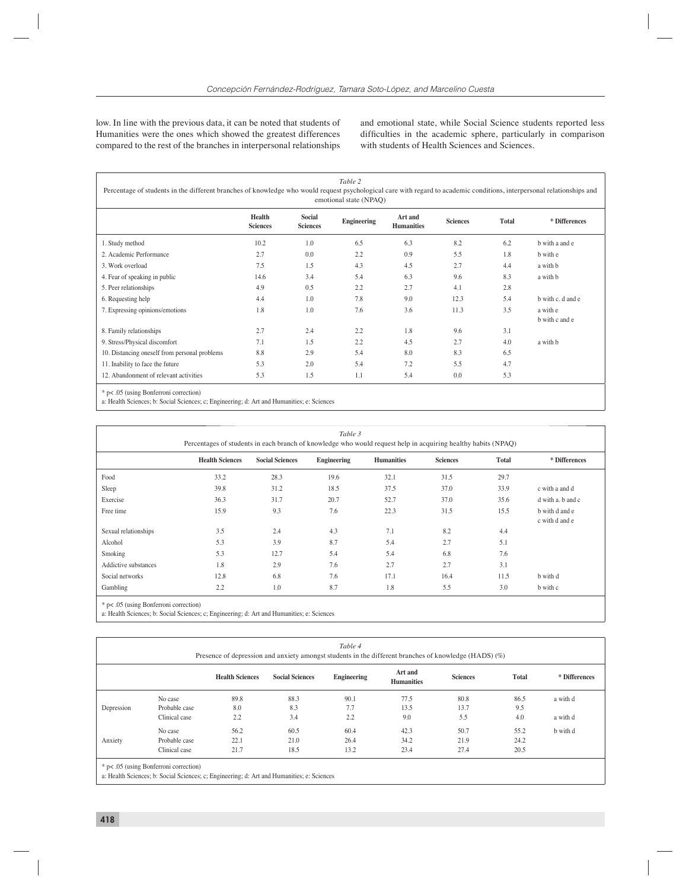low. In line with the previous data, it can be noted that students of Humanities were the ones which showed the greatest differences compared to the rest of the branches in interpersonal relationships and emotional state, while Social Science students reported less difficulties in the academic sphere, particularly in comparison with students of Health Sciences and Sciences.

*Table 2*
Percentage of students in the different branches of knowledge who would request psychological care with regard to academic conditions, interpersonal relationships and emotional state (NPAQ)

| | Health Sciences | Social Sciences | Engineering | Art and Humanities | Sciences | Total | * Differences |
|---|---|---|---|---|---|---|---|
| 1. Study method | 10.2 | 1.0 | 6.5 | 6.3 | 8.2 | 6.2 | b with a and e |
| 2. Academic Performance | 2.7 | 0.0 | 2.2 | 0.9 | 5.5 | 1.8 | b with e |
| 3. Work overload | 7.5 | 1.5 | 4.3 | 4.5 | 2.7 | 4.4 | a with b |
| 4. Fear of speaking in public | 14.6 | 3.4 | 5.4 | 6.3 | 9.6 | 8.3 | a with b |
| 5. Peer relationships | 4.9 | 0.5 | 2.2 | 2.7 | 4.1 | 2.8 | |
| 6. Requesting help | 4.4 | 1.0 | 7.8 | 9.0 | 12.3 | 5.4 | b with c. d and e |
| 7. Expressing opinions/emotions | 1.8 | 1.0 | 7.6 | 3.6 | 11.3 | 3.5 | a with e<br>b with c and e |
| 8. Family relationships | 2.7 | 2.4 | 2.2 | 1.8 | 9.6 | 3.1 | |
| 9. Stress/Physical discomfort | 7.1 | 1.5 | 2.2 | 4.5 | 2.7 | 4.0 | a with b |
| 10. Distancing oneself from personal problems | 8.8 | 2.9 | 5.4 | 8.0 | 8.3 | 6.5 | |
| 11. Inability to face the future | 5.3 | 2.0 | 5.4 | 7.2 | 5.5 | 4.7 | |
| 12. Abandonment of relevant activities | 5.3 | 1.5 | 1.1 | 5.4 | 0.0 | 5.3 | |

* p< .05 (using Bonferroni correction)
a: Health Sciences; b: Social Sciences; c; Engineering; d: Art and Humanities; e: Sciences

*Table 3*
Percentages of students in each branch of knowledge who would request help in acquiring healthy habits (NPAQ)

| | Health Sciences | Social Sciences | Engineering | Humanities | Sciences | Total | * Differences |
|---|---|---|---|---|---|---|---|
| Food | 33.2 | 28.3 | 19.6 | 32.1 | 31.5 | 29.7 | |
| Sleep | 39.8 | 31.2 | 18.5 | 37.5 | 37.0 | 33.9 | c with a and d |
| Exercise | 36.3 | 31.7 | 20.7 | 52.7 | 37.0 | 35.6 | d with a. b and c |
| Free time | 15.9 | 9.3 | 7.6 | 22.3 | 31.5 | 15.5 | b with d and e<br>c with d and e |
| Sexual relationships | 3.5 | 2.4 | 4.3 | 7.1 | 8.2 | 4.4 | |
| Alcohol | 5.3 | 3.9 | 8.7 | 5.4 | 2.7 | 5.1 | |
| Smoking | 5.3 | 12.7 | 5.4 | 5.4 | 6.8 | 7.6 | |
| Addictive substances | 1.8 | 2.9 | 7.6 | 2.7 | 2.7 | 3.1 | |
| Social networks | 12.8 | 6.8 | 7.6 | 17.1 | 16.4 | 11.5 | b with d |
| Gambling | 2.2 | 1.0 | 8.7 | 1.8 | 5.5 | 3.0 | b with c |

* p< .05 (using Bonferroni correction)
a: Health Sciences; b: Social Sciences; c; Engineering; d: Art and Humanities; e: Sciences

*Table 4*
Presence of depression and anxiety amongst students in the different branches of knowledge (HADS) (%)

| | | Health Sciences | Social Sciences | Engineering | Art and Humanities | Sciences | Total | * Differences |
|---|---|---|---|---|---|---|---|---|
| Depression | No case | 89.8 | 88.3 | 90.1 | 77.5 | 80.8 | 86.5 | a with d |
| | Probable case | 8.0 | 8.3 | 7.7 | 13.5 | 13.7 | 9.5 | |
| | Clinical case | 2.2 | 3.4 | 2.2 | 9.0 | 5.5 | 4.0 | a with d |
| Anxiety | No case | 56.2 | 60.5 | 60.4 | 42.3 | 50.7 | 55.2 | b with d |
| | Probable case | 22.1 | 21.0 | 26.4 | 34.2 | 21.9 | 24.2 | |
| | Clinical case | 21.7 | 18.5 | 13.2 | 23.4 | 27.4 | 20.5 | |

* p< .05 (using Bonferroni correction)
a: Health Sciences; b: Social Sciences; c; Engineering; d: Art and Humanities; e: Sciences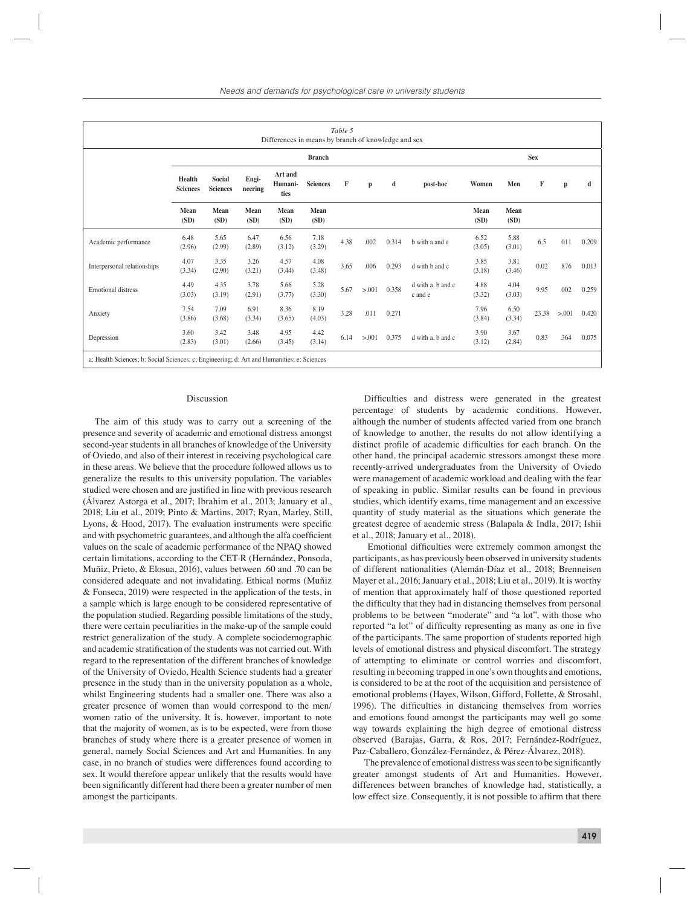*Table 5*
Differences in means by branch of knowledge and sex

| | Branch | | | | | | | | | Sex | | | | |
|---|---|---|---|---|---|---|---|---|---|---|---|---|---|---|
| | Health Sciences | Social Sciences | Engi-neering | Art and Humani-ties | Sciences | F | p | d | post-hoc | Women | Men | F | p | d |
| | Mean (SD) | Mean (SD) | Mean (SD) | Mean (SD) | Mean (SD) | | | | | Mean (SD) | Mean (SD) | | | |
| Academic performance | 6.48 (2.96) | 5.65 (2.99) | 6.47 (2.89) | 6.56 (3.12) | 7.18 (3.29) | 4.38 | .002 | 0.314 | b with a and e | 6.52 (3.05) | 5.88 (3.01) | 6.5 | .011 | 0.209 |
| Interpersonal relationships | 4.07 (3.34) | 3.35 (2.90) | 3.26 (3.21) | 4.57 (3.44) | 4.08 (3.48) | 3.65 | .006 | 0.293 | d with b and c | 3.85 (3.18) | 3.81 (3.46) | 0.02 | .876 | 0.013 |
| Emotional distress | 4.49 (3.03) | 4.35 (3.19) | 3.78 (2.91) | 5.66 (3.77) | 5.28 (3.30) | 5.67 | >.001 | 0.358 | d with a. b and c c and e | 4.88 (3.32) | 4.04 (3.03) | 9.95 | .002 | 0.259 |
| Anxiety | 7.54 (3.86) | 7.09 (3.68) | 6.91 (3.34) | 8.36 (3.65) | 8.19 (4.03) | 3.28 | .011 | 0.271 | | 7.96 (3.84) | 6.50 (3.34) | 23.38 | >.001 | 0.420 |
| Depression | 3.60 (2.83) | 3.42 (3.01) | 3.48 (2.66) | 4.95 (3.45) | 4.42 (3.14) | 6.14 | >.001 | 0.375 | d with a. b and c | 3.90 (3.12) | 3.67 (2.84) | 0.83 | .364 | 0.075 |

a: Health Sciences; b: Social Sciences; c; Engineering; d: Art and Humanities; e: Sciences

## Discussion

The aim of this study was to carry out a screening of the presence and severity of academic and emotional distress amongst second-year students in all branches of knowledge of the University of Oviedo, and also of their interest in receiving psychological care in these areas. We believe that the procedure followed allows us to generalize the results to this university population. The variables studied were chosen and are justified in line with previous research (Álvarez Astorga et al., 2017; Ibrahim et al., 2013; January et al., 2018; Liu et al., 2019; Pinto & Martins, 2017; Ryan, Marley, Still, Lyons, & Hood, 2017). The evaluation instruments were specific and with psychometric guarantees, and although the alfa coefficient values on the scale of academic performance of the NPAQ showed certain limitations, according to the CET-R (Hernández, Ponsoda, Muñiz, Prieto, & Elosua, 2016), values between .60 and .70 can be considered adequate and not invalidating. Ethical norms (Muñiz & Fonseca, 2019) were respected in the application of the tests, in a sample which is large enough to be considered representative of the population studied. Regarding possible limitations of the study, there were certain peculiarities in the make-up of the sample could restrict generalization of the study. A complete sociodemographic and academic stratification of the students was not carried out. With regard to the representation of the different branches of knowledge of the University of Oviedo, Health Science students had a greater presence in the study than in the university population as a whole, whilst Engineering students had a smaller one. There was also a greater presence of women than would correspond to the men/women ratio of the university. It is, however, important to note that the majority of women, as is to be expected, were from those branches of study where there is a greater presence of women in general, namely Social Sciences and Art and Humanities. In any case, in no branch of studies were differences found according to sex. It would therefore appear unlikely that the results would have been significantly different had there been a greater number of men amongst the participants.

Difficulties and distress were generated in the greatest percentage of students by academic conditions. However, although the number of students affected varied from one branch of knowledge to another, the results do not allow identifying a distinct profile of academic difficulties for each branch. On the other hand, the principal academic stressors amongst these more recently-arrived undergraduates from the University of Oviedo were management of academic workload and dealing with the fear of speaking in public. Similar results can be found in previous studies, which identify exams, time management and an excessive quantity of study material as the situations which generate the greatest degree of academic stress (Balapala & Indla, 2017; Ishii et al., 2018; January et al., 2018).

Emotional difficulties were extremely common amongst the participants, as has previously been observed in university students of different nationalities (Alemán-Díaz et al., 2018; Brenneisen Mayer et al., 2016; January et al., 2018; Liu et al., 2019). It is worthy of mention that approximately half of those questioned reported the difficulty that they had in distancing themselves from personal problems to be between "moderate" and "a lot", with those who reported "a lot" of difficulty representing as many as one in five of the participants. The same proportion of students reported high levels of emotional distress and physical discomfort. The strategy of attempting to eliminate or control worries and discomfort, resulting in becoming trapped in one's own thoughts and emotions, is considered to be at the root of the acquisition and persistence of emotional problems (Hayes, Wilson, Gifford, Follette, & Strosahl, 1996). The difficulties in distancing themselves from worries and emotions found amongst the participants may well go some way towards explaining the high degree of emotional distress observed (Barajas, Garra, & Ros, 2017; Fernández-Rodríguez, Paz-Caballero, González-Fernández, & Pérez-Álvarez, 2018).

The prevalence of emotional distress was seen to be significantly greater amongst students of Art and Humanities. However, differences between branches of knowledge had, statistically, a low effect size. Consequently, it is not possible to affirm that there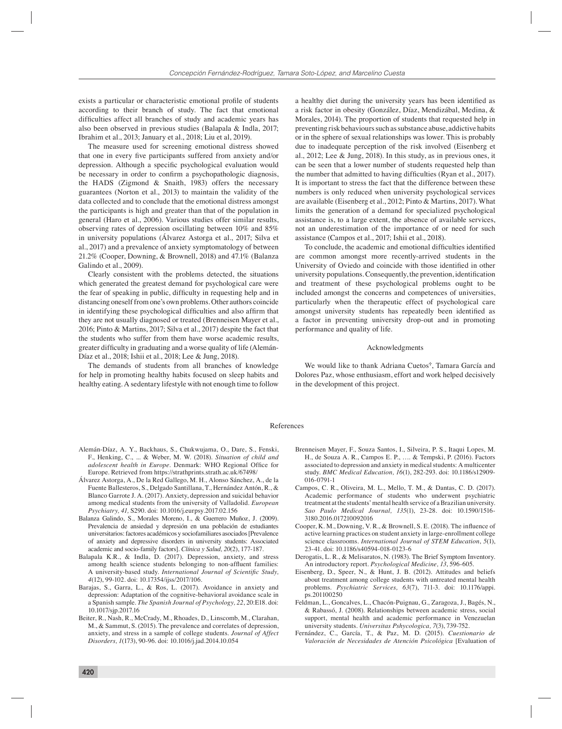exists a particular or characteristic emotional profile of students according to their branch of study. The fact that emotional difficulties affect all branches of study and academic years has also been observed in previous studies (Balapala & Indla, 2017; Ibrahim et al., 2013; January et al., 2018; Liu et al, 2019).

The measure used for screening emotional distress showed that one in every five participants suffered from anxiety and/or depression. Although a specific psychological evaluation would be necessary in order to confirm a psychopathologic diagnosis, the HADS (Zigmond & Snaith, 1983) offers the necessary guarantees (Norton et al., 2013) to maintain the validity of the data collected and to conclude that the emotional distress amongst the participants is high and greater than that of the population in general (Haro et al., 2006). Various studies offer similar results, observing rates of depression oscillating between 10% and 85% in university populations (Álvarez Astorga et al., 2017; Silva et al., 2017) and a prevalence of anxiety symptomatology of between 21.2% (Cooper, Downing, & Brownell, 2018) and 47.1% (Balanza Galindo et al., 2009).

Clearly consistent with the problems detected, the situations which generated the greatest demand for psychological care were the fear of speaking in public, difficulty in requesting help and in distancing oneself from one's own problems. Other authors coincide in identifying these psychological difficulties and also affirm that they are not usually diagnosed or treated (Brenneisen Mayer et al., 2016; Pinto & Martins, 2017; Silva et al., 2017) despite the fact that the students who suffer from them have worse academic results, greater difficulty in graduating and a worse quality of life (Alemán-Díaz et al., 2018; Ishii et al., 2018; Lee & Jung, 2018).

The demands of students from all branches of knowledge for help in promoting healthy habits focused on sleep habits and healthy eating. A sedentary lifestyle with not enough time to follow a healthy diet during the university years has been identified as a risk factor in obesity (González, Díaz, Mendizábal, Medina, & Morales, 2014). The proportion of students that requested help in preventing risk behaviours such as substance abuse, addictive habits or in the sphere of sexual relationships was lower. This is probably due to inadequate perception of the risk involved (Eisenberg et al., 2012; Lee & Jung, 2018). In this study, as in previous ones, it can be seen that a lower number of students requested help than the number that admitted to having difficulties (Ryan et al., 2017). It is important to stress the fact that the difference between these numbers is only reduced when university psychological services are available (Eisenberg et al., 2012; Pinto & Martins, 2017). What limits the generation of a demand for specialized psychological assistance is, to a large extent, the absence of available services, not an underestimation of the importance of or need for such assistance (Campos et al., 2017; Ishii et al., 2018).

To conclude, the academic and emotional difficulties identified are common amongst more recently-arrived students in the University of Oviedo and coincide with those identified in other university populations. Consequently, the prevention, identification and treatment of these psychological problems ought to be included amongst the concerns and competences of universities, particularly when the therapeutic effect of psychological care amongst university students has repeatedly been identified as a factor in preventing university drop-out and in promoting performance and quality of life.

## Acknowledgments

We would like to thank Adriana Cuetos†, Tamara García and Dolores Paz, whose enthusiasm, effort and work helped decisively in the development of this project.

## References

Alemán-Díaz, A. Y., Backhaus, S., Chukwujama, O., Dare, S., Fenski, F., Henking, C., ... & Weber, M. W. (2018). *Situation of child and adolescent health in Europe*. Denmark: WHO Regional Office for Europe. Retrieved from https://strathprints.strath.ac.uk/67498/

Álvarez Astorga, A., De la Red Gallego, M. H., Alonso Sánchez, A., de la Fuente Ballesteros, S., Delgado Santillana, T., Hernández Antón, R., & Blanco Garrote J. A. (2017). Anxiety, depression and suicidal behavior among medical students from the university of Valladolid. *European Psychiatry, 41,* S290. doi: 10.1016/j.eurpsy.2017.02.156

Balanza Galindo, S., Morales Moreno, I., & Guerrero Muñoz, J. (2009). Prevalencia de ansiedad y depresión en una población de estudiantes universitarios: factores académicos y sociofamiliares asociados [Prevalence of anxiety and depressive disorders in university students: Associated academic and socio-family factors]. *Clínica y Salud, 20*(2), 177-187.

Balapala K.R., & Indla, D. (2017). Depression, anxiety, and stress among health science students belonging to non-affluent families: A university-based study. *International Journal of Scientific Study, 4*(12), 99-102. doi: 10.17354/ijss/2017/106.

Barajas, S., Garra, L., & Ros, L. (2017). Avoidance in anxiety and depression: Adaptation of the cognitive-behavioral avoidance scale in a Spanish sample. *The Spanish Journal of Psychology, 22*, 20:E18. doi: 10.1017/sjp.2017.16

Beiter, R., Nash, R., McCrady, M., Rhoades, D., Linscomb, M., Clarahan, M., & Sammut, S. (2015). The prevalence and correlates of depression, anxiety, and stress in a sample of college students. *Journal of Affect Disorders, 1*(173), 90-96. doi: 10.1016/j.jad.2014.10.054

Brenneisen Mayer, F., Souza Santos, I., Silveira, P. S., Itaqui Lopes, M. H., de Souza A. R., Campos E. P., …. & Tempski, P. (2016). Factors associated to depression and anxiety in medical students: A multicenter study. *BMC Medical Education, 16*(1), 282-293. doi: 10.1186/s12909-016-0791-1

Campos, C. R., Oliveira, M. L., Mello, T. M., & Dantas, C. D. (2017). Academic performance of students who underwent psychiatric treatment at the students' mental health service of a Brazilian university. *Sao Paulo Medical Journal, 135*(1), 23-28. doi: 10.1590/1516-3180.2016.017210092016

Cooper, K. M., Downing, V. R., & Brownell, S. E. (2018). The influence of active learning practices on student anxiety in large-enrollment college science classrooms. *International Journal of STEM Education*, *5*(1), 23-41. doi: 10.1186/s40594-018-0123-6

Derogatis, L. R., & Melisaratos, N. (1983). The Brief Symptom Inventory. An introductory report. *Psychological Medicine, 13*, 596-605.

Eisenberg, D., Speer, N., & Hunt, J. B. (2012). Attitudes and beliefs about treatment among college students with untreated mental health problems. *Psychiatric Services, 63*(7), 711-3. doi: 10.1176/appi.ps.201100250

Feldman, L., Goncalves, L., Chacón-Puignau, G., Zaragoza, J., Bagés, N., & Rabassó, J. (2008). Relationships between academic stress, social support, mental health and academic performance in Venezuelan university students. *Universitas Pshycologica, 7*(3), 739-752.

Fernández, C., García, T., & Paz, M. D. (2015). *Cuestionario de Valoración de Necesidades de Atención Psicológica* [Evaluation of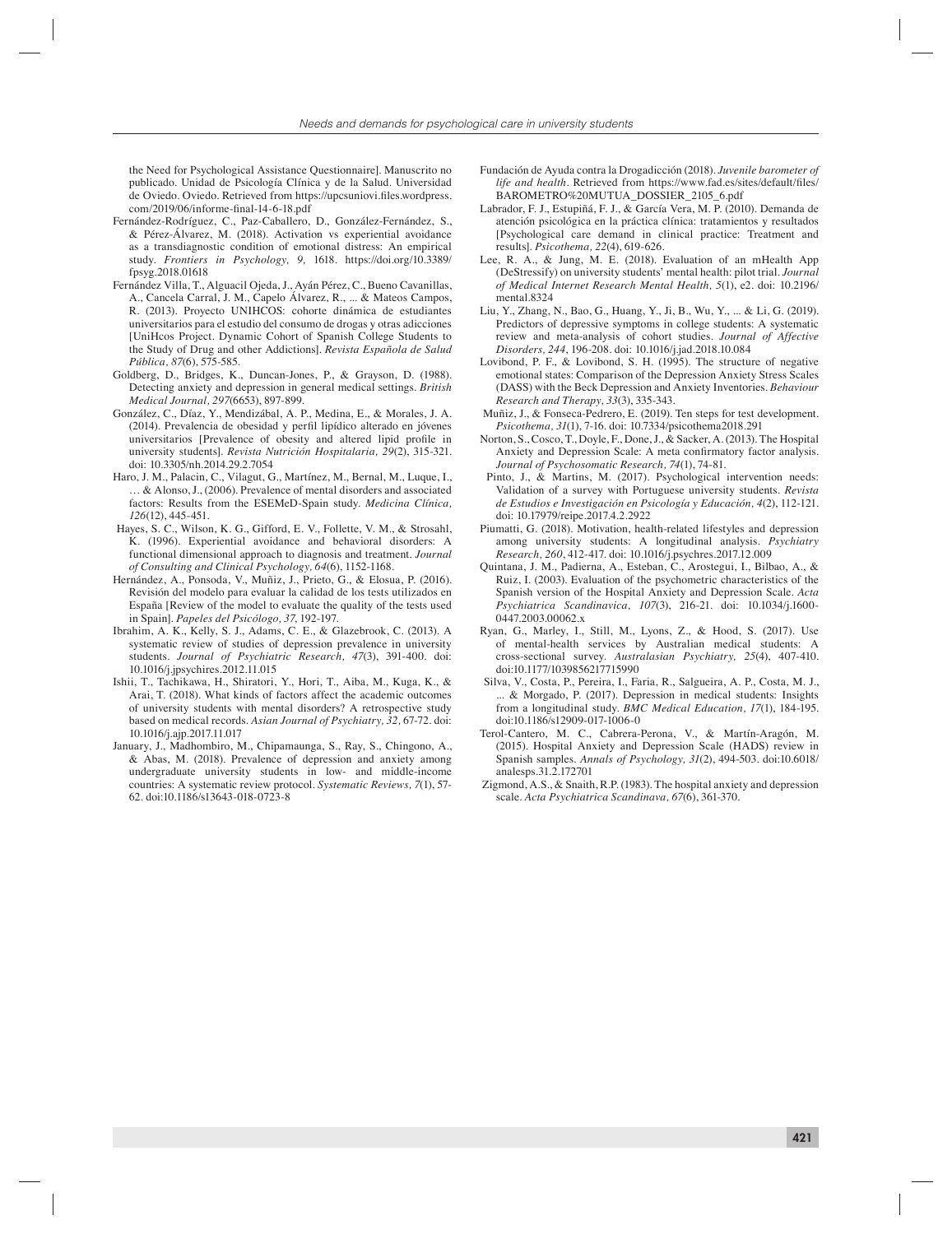the Need for Psychological Assistance Questionnaire]. Manuscrito no publicado. Unidad de Psicología Clínica y de la Salud. Universidad de Oviedo. Oviedo. Retrieved from https://upcsuniovi.files.wordpress.com/2019/06/informe-final-14-6-18.pdf

Fernández-Rodríguez, C., Paz-Caballero, D., González-Fernández, S., & Pérez-Álvarez, M. (2018). Activation vs experiential avoidance as a transdiagnostic condition of emotional distress: An empirical study. *Frontiers in Psychology, 9,* 1618. https://doi.org/10.3389/fpsyg.2018.01618

Fernández Villa, T., Alguacil Ojeda, J., Ayán Pérez, C., Bueno Cavanillas, A., Cancela Carral, J. M., Capelo Álvarez, R., ... & Mateos Campos, R. (2013). Proyecto UNIHCOS: cohorte dinámica de estudiantes universitarios para el estudio del consumo de drogas y otras adicciones [UniHcos Project. Dynamic Cohort of Spanish College Students to the Study of Drug and other Addictions]. *Revista Española de Salud Pública, 87*(6), 575-585.

Goldberg, D., Bridges, K., Duncan-Jones, P., & Grayson, D. (1988). Detecting anxiety and depression in general medical settings. *British Medical Journal*, *297*(6653), 897-899.

González, C., Díaz, Y., Mendizábal, A. P., Medina, E., & Morales, J. A. (2014). Prevalencia de obesidad y perfil lipídico alterado en jóvenes universitarios [Prevalence of obesity and altered lipid profile in university students]. *Revista Nutrición Hospitalaria, 29*(2), 315-321. doi: 10.3305/nh.2014.29.2.7054

Haro, J. M., Palacin, C., Vilagut, G., Martínez, M., Bernal, M., Luque, I., … & Alonso, J., (2006). Prevalence of mental disorders and associated factors: Results from the ESEMeD-Spain study. *Medicina Clínica, 126*(12), 445-451.

Hayes, S. C., Wilson, K. G., Gifford, E. V., Follette, V. M., & Strosahl, K. (1996). Experiential avoidance and behavioral disorders: A functional dimensional approach to diagnosis and treatment. *Journal of Consulting and Clinical Psychology, 64*(6), 1152-1168.

Hernández, A., Ponsoda, V., Muñiz, J., Prieto, G., & Elosua, P. (2016). Revisión del modelo para evaluar la calidad de los tests utilizados en España [Review of the model to evaluate the quality of the tests used in Spain]. *Papeles del Psicólogo, 37,* 192-197.

Ibrahim, A. K., Kelly, S. J., Adams, C. E., & Glazebrook, C. (2013). A systematic review of studies of depression prevalence in university students. *Journal of Psychiatric Research, 47*(3), 391-400. doi: 10.1016/j.jpsychires.2012.11.015

Ishii, T., Tachikawa, H., Shiratori, Y., Hori, T., Aiba, M., Kuga, K., & Arai, T. (2018). What kinds of factors affect the academic outcomes of university students with mental disorders? A retrospective study based on medical records. *Asian Journal of Psychiatry, 32,* 67-72. doi: 10.1016/j.ajp.2017.11.017

January, J., Madhombiro, M., Chipamaunga, S., Ray, S., Chingono, A., & Abas, M. (2018). Prevalence of depression and anxiety among undergraduate university students in low- and middle-income countries: A systematic review protocol. *Systematic Reviews, 7*(1), 57-62. doi:10.1186/s13643-018-0723-8

Fundación de Ayuda contra la Drogadicción (2018). *Juvenile barometer of life and health*. Retrieved from https://www.fad.es/sites/default/files/BAROMETRO%20MUTUA_DOSSIER_2105_6.pdf

Labrador, F. J., Estupiñá, F. J., & García Vera, M. P. (2010). Demanda de atención psicológica en la práctica clínica: tratamientos y resultados [Psychological care demand in clinical practice: Treatment and results]. *Psicothema, 22*(4), 619-626.

Lee, R. A., & Jung, M. E. (2018). Evaluation of an mHealth App (DeStressify) on university students' mental health: pilot trial. *Journal of Medical Internet Research Mental Health, 5*(1), e2. doi: 10.2196/mental.8324

Liu, Y., Zhang, N., Bao, G., Huang, Y., Ji, B., Wu, Y., ... & Li, G. (2019). Predictors of depressive symptoms in college students: A systematic review and meta-analysis of cohort studies. *Journal of Affective Disorders, 244*, 196-208. doi: 10.1016/j.jad.2018.10.084

Lovibond, P. F., & Lovibond, S. H. (1995). The structure of negative emotional states: Comparison of the Depression Anxiety Stress Scales (DASS) with the Beck Depression and Anxiety Inventories. *Behaviour Research and Therapy, 33*(3), 335-343.

Muñiz, J., & Fonseca-Pedrero, E. (2019). Ten steps for test development. *Psicothema, 31*(1), 7-16. doi: 10.7334/psicothema2018.291

Norton, S., Cosco, T., Doyle, F., Done, J., & Sacker, A. (2013). The Hospital Anxiety and Depression Scale: A meta confirmatory factor analysis. *Journal of Psychosomatic Research, 74*(1), 74-81.

Pinto, J., & Martins, M. (2017). Psychological intervention needs: Validation of a survey with Portuguese university students. *Revista de Estudios e Investigación en Psicología y Educación, 4*(2), 112-121. doi: 10.17979/reipe.2017.4.2.2922

Piumatti, G. (2018). Motivation, health-related lifestyles and depression among university students: A longitudinal analysis. *Psychiatry Research, 260*, 412-417. doi: 10.1016/j.psychres.2017.12.009

Quintana, J. M., Padierna, A., Esteban, C., Arostegui, I., Bilbao, A., & Ruiz, I. (2003). Evaluation of the psychometric characteristics of the Spanish version of the Hospital Anxiety and Depression Scale. *Acta Psychiatrica Scandinavica, 107*(3), 216-21. doi: 10.1034/j.1600-0447.2003.00062.x

Ryan, G., Marley, I., Still, M., Lyons, Z., & Hood, S. (2017). Use of mental-health services by Australian medical students: A cross-sectional survey. *Australasian Psychiatry, 25*(4), 407-410. doi:10.1177/1039856217715990

Silva, V., Costa, P., Pereira, I., Faria, R., Salgueira, A. P., Costa, M. J., ... & Morgado, P. (2017). Depression in medical students: Insights from a longitudinal study. *BMC Medical Education, 17*(1), 184-195. doi:10.1186/s12909-017-1006-0

Terol-Cantero, M. C., Cabrera-Perona, V., & Martín-Aragón, M. (2015). Hospital Anxiety and Depression Scale (HADS) review in Spanish samples. *Annals of Psychology, 31*(2), 494-503. doi:10.6018/analesps.31.2.172701

Zigmond, A.S., & Snaith, R.P. (1983). The hospital anxiety and depression scale. *Acta Psychiatrica Scandinava, 67*(6), 361-370.